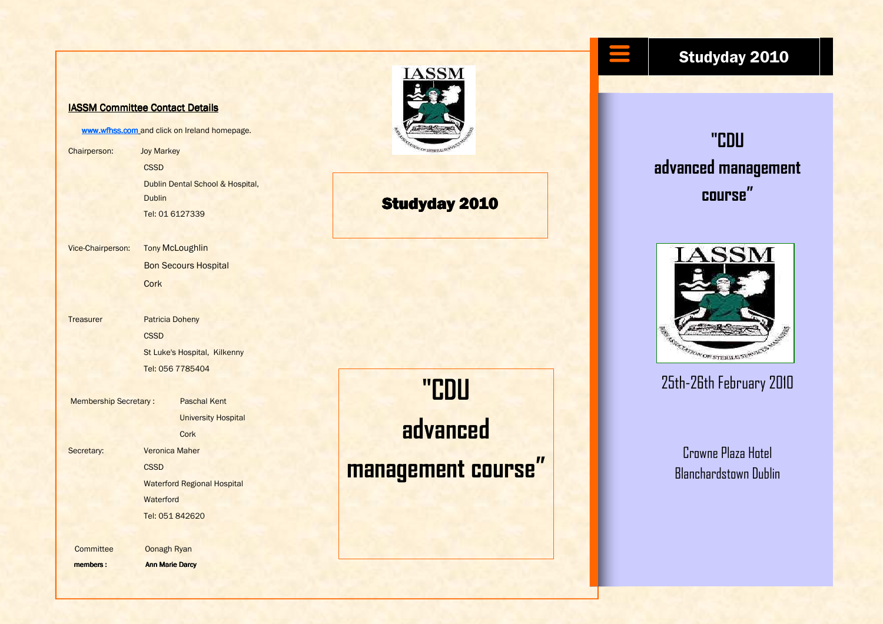## IASSM Committee Contact Details

www.wfhss.com and click on Ireland homepage.

Chairperson: Joy Markey
CSSD
Dublin Dental School & Hospital,
Dublin
Tel: 01 6127339

Vice-Chairperson: Tony McLoughlin
Bon Secours Hospital
Cork

Treasurer: Patricia Doheny
CSSD
St Luke's Hospital, Kilkenny
Tel: 056 7785404

Membership Secretary: Paschal Kent
University Hospital
Cork

Secretary: Veronica Maher
CSSD
Waterford Regional Hospital
Waterford
Tel: 051 842620

Committee members: Oonagh Ryan
**Ann Marie Darcy**

IASSM

## Studyday 2010

# "CDU advanced management course"

## Studyday 2010

# "CDU advanced management course"

IASSM

25th-26th February 2010

Crowne Plaza Hotel
Blanchardstown Dublin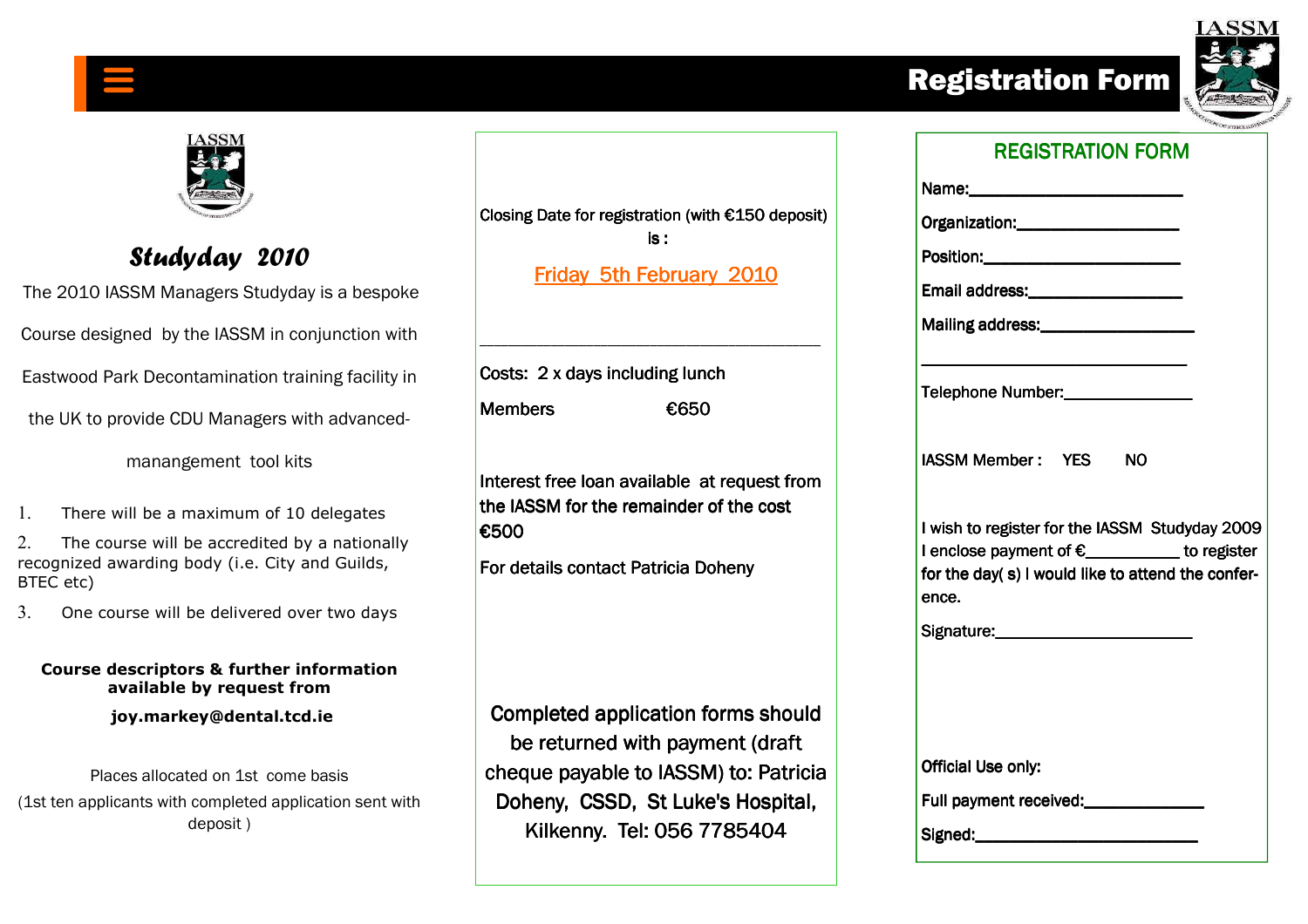# Registration Form

IASSM

## *Studyday 2010*

The 2010 IASSM Managers Studyday is a bespoke Course designed by the IASSM in conjunction with Eastwood Park Decontamination training facility in the UK to provide CDU Managers with advanced-manangement tool kits

1. There will be a maximum of 10 delegates
2. The course will be accredited by a nationally recognized awarding body (i.e. City and Guilds, BTEC etc)
3. One course will be delivered over two days

**Course descriptors & further information available by request from**

**joy.markey@dental.tcd.ie**

Places allocated on 1st come basis

(1st ten applicants with completed application sent with deposit )

Closing Date for registration (with €150 deposit) is :

Friday 5th February 2010

---

Costs: 2 x days including lunch

Members €650

Interest free loan available at request from the IASSM for the remainder of the cost €500

For details contact Patricia Doheny

Completed application forms should be returned with payment (draft cheque payable to IASSM) to: Patricia Doheny, CSSD, St Luke's Hospital, Kilkenny. Tel: 056 7785404

## REGISTRATION FORM

Name:________________________

Organization:__________________

Position:______________________

Email address:_________________

Mailing address:_________________

______________________________

Telephone Number:______________

IASSM Member : YES NO

I wish to register for the IASSM Studyday 2009 I enclose payment of €__________ to register for the day( s) I would like to attend the conference.

Signature:______________________

Official Use only:

Full payment received:_____________

Signed:_________________________